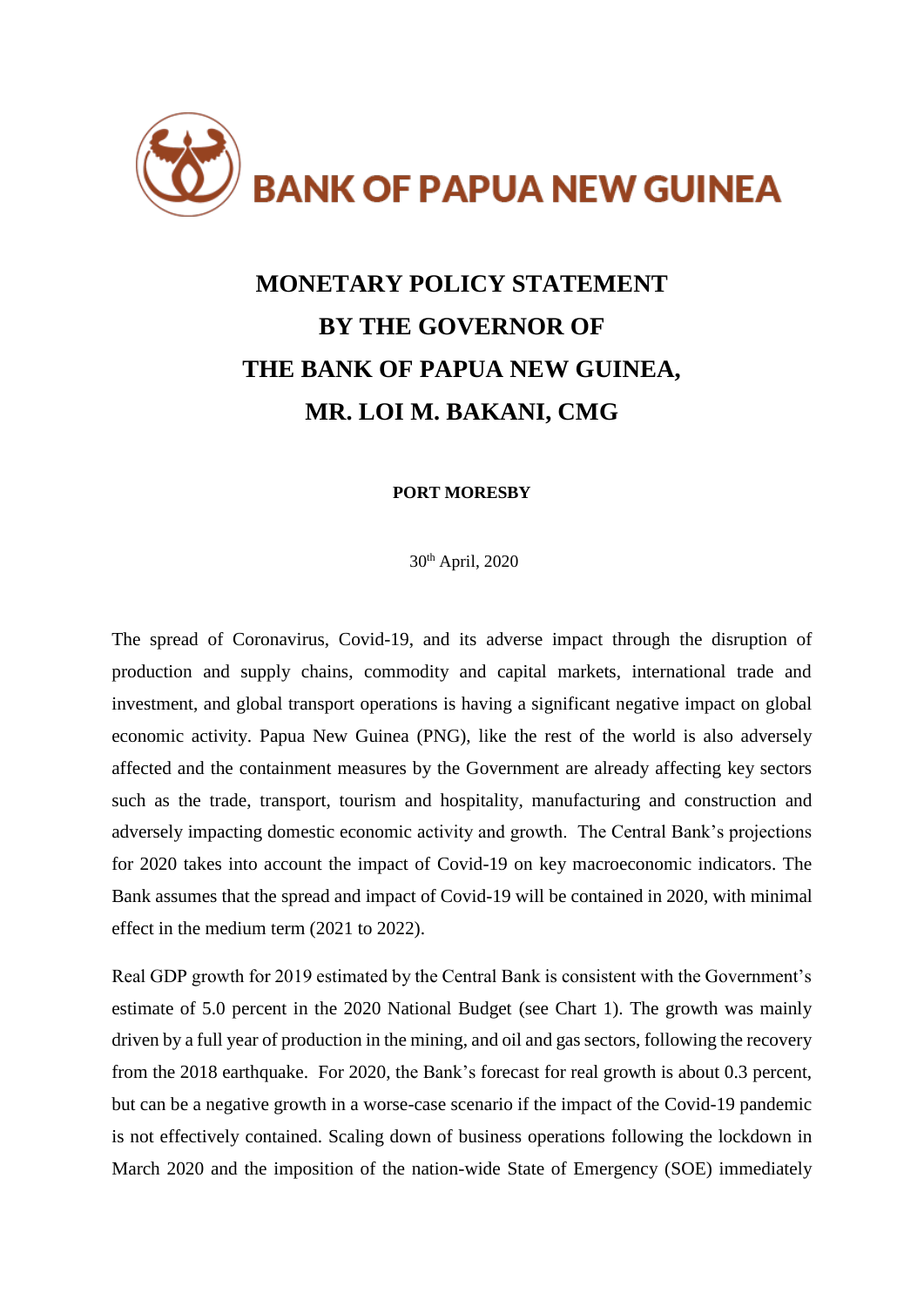**BANK OF PAPUA NEW GUINEA**

# MONETARY POLICY STATEMENT BY THE GOVERNOR OF THE BANK OF PAPUA NEW GUINEA, MR. LOI M. BAKANI, CMG

**PORT MORESBY**

30th April, 2020

The spread of Coronavirus, Covid-19, and its adverse impact through the disruption of production and supply chains, commodity and capital markets, international trade and investment, and global transport operations is having a significant negative impact on global economic activity. Papua New Guinea (PNG), like the rest of the world is also adversely affected and the containment measures by the Government are already affecting key sectors such as the trade, transport, tourism and hospitality, manufacturing and construction and adversely impacting domestic economic activity and growth. The Central Bank's projections for 2020 takes into account the impact of Covid-19 on key macroeconomic indicators. The Bank assumes that the spread and impact of Covid-19 will be contained in 2020, with minimal effect in the medium term (2021 to 2022).

Real GDP growth for 2019 estimated by the Central Bank is consistent with the Government's estimate of 5.0 percent in the 2020 National Budget (see Chart 1). The growth was mainly driven by a full year of production in the mining, and oil and gas sectors, following the recovery from the 2018 earthquake. For 2020, the Bank's forecast for real growth is about 0.3 percent, but can be a negative growth in a worse-case scenario if the impact of the Covid-19 pandemic is not effectively contained. Scaling down of business operations following the lockdown in March 2020 and the imposition of the nation-wide State of Emergency (SOE) immediately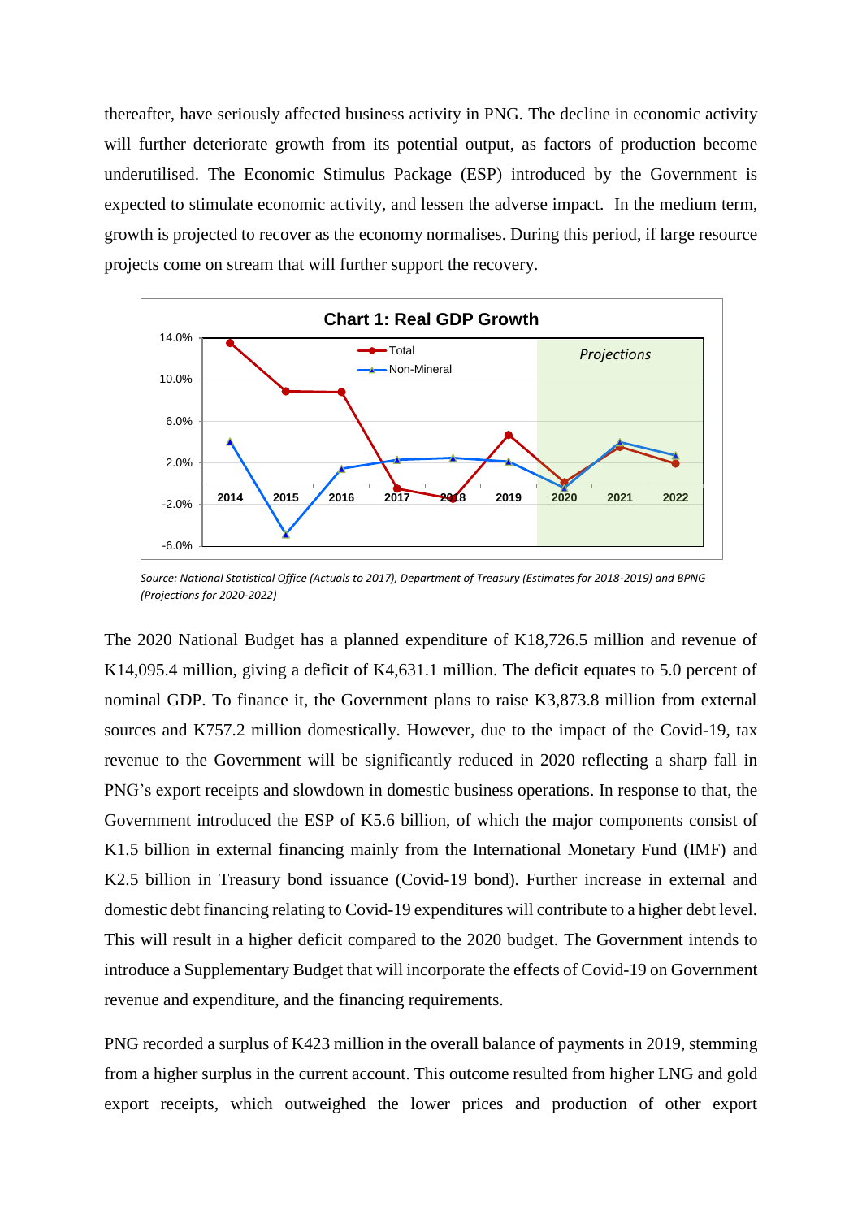thereafter, have seriously affected business activity in PNG. The decline in economic activity will further deteriorate growth from its potential output, as factors of production become underutilised. The Economic Stimulus Package (ESP) introduced by the Government is expected to stimulate economic activity, and lessen the adverse impact. In the medium term, growth is projected to recover as the economy normalises. During this period, if large resource projects come on stream that will further support the recovery.

**Chart 1: Real GDP Growth**

*Source: National Statistical Office (Actuals to 2017), Department of Treasury (Estimates for 2018-2019) and BPNG (Projections for 2020-2022)*

The 2020 National Budget has a planned expenditure of K18,726.5 million and revenue of K14,095.4 million, giving a deficit of K4,631.1 million. The deficit equates to 5.0 percent of nominal GDP. To finance it, the Government plans to raise K3,873.8 million from external sources and K757.2 million domestically. However, due to the impact of the Covid-19, tax revenue to the Government will be significantly reduced in 2020 reflecting a sharp fall in PNG's export receipts and slowdown in domestic business operations. In response to that, the Government introduced the ESP of K5.6 billion, of which the major components consist of K1.5 billion in external financing mainly from the International Monetary Fund (IMF) and K2.5 billion in Treasury bond issuance (Covid-19 bond). Further increase in external and domestic debt financing relating to Covid-19 expenditures will contribute to a higher debt level. This will result in a higher deficit compared to the 2020 budget. The Government intends to introduce a Supplementary Budget that will incorporate the effects of Covid-19 on Government revenue and expenditure, and the financing requirements.

PNG recorded a surplus of K423 million in the overall balance of payments in 2019, stemming from a higher surplus in the current account. This outcome resulted from higher LNG and gold export receipts, which outweighed the lower prices and production of other export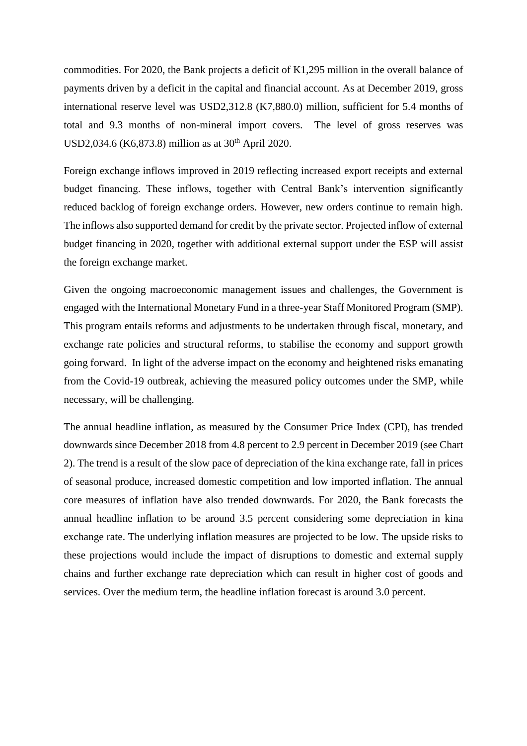commodities. For 2020, the Bank projects a deficit of K1,295 million in the overall balance of payments driven by a deficit in the capital and financial account. As at December 2019, gross international reserve level was USD2,312.8 (K7,880.0) million, sufficient for 5.4 months of total and 9.3 months of non-mineral import covers. The level of gross reserves was USD2,034.6 (K6,873.8) million as at 30th April 2020.

Foreign exchange inflows improved in 2019 reflecting increased export receipts and external budget financing. These inflows, together with Central Bank's intervention significantly reduced backlog of foreign exchange orders. However, new orders continue to remain high. The inflows also supported demand for credit by the private sector. Projected inflow of external budget financing in 2020, together with additional external support under the ESP will assist the foreign exchange market.

Given the ongoing macroeconomic management issues and challenges, the Government is engaged with the International Monetary Fund in a three-year Staff Monitored Program (SMP). This program entails reforms and adjustments to be undertaken through fiscal, monetary, and exchange rate policies and structural reforms, to stabilise the economy and support growth going forward. In light of the adverse impact on the economy and heightened risks emanating from the Covid-19 outbreak, achieving the measured policy outcomes under the SMP, while necessary, will be challenging.

The annual headline inflation, as measured by the Consumer Price Index (CPI), has trended downwards since December 2018 from 4.8 percent to 2.9 percent in December 2019 (see Chart 2). The trend is a result of the slow pace of depreciation of the kina exchange rate, fall in prices of seasonal produce, increased domestic competition and low imported inflation. The annual core measures of inflation have also trended downwards. For 2020, the Bank forecasts the annual headline inflation to be around 3.5 percent considering some depreciation in kina exchange rate. The underlying inflation measures are projected to be low. The upside risks to these projections would include the impact of disruptions to domestic and external supply chains and further exchange rate depreciation which can result in higher cost of goods and services. Over the medium term, the headline inflation forecast is around 3.0 percent.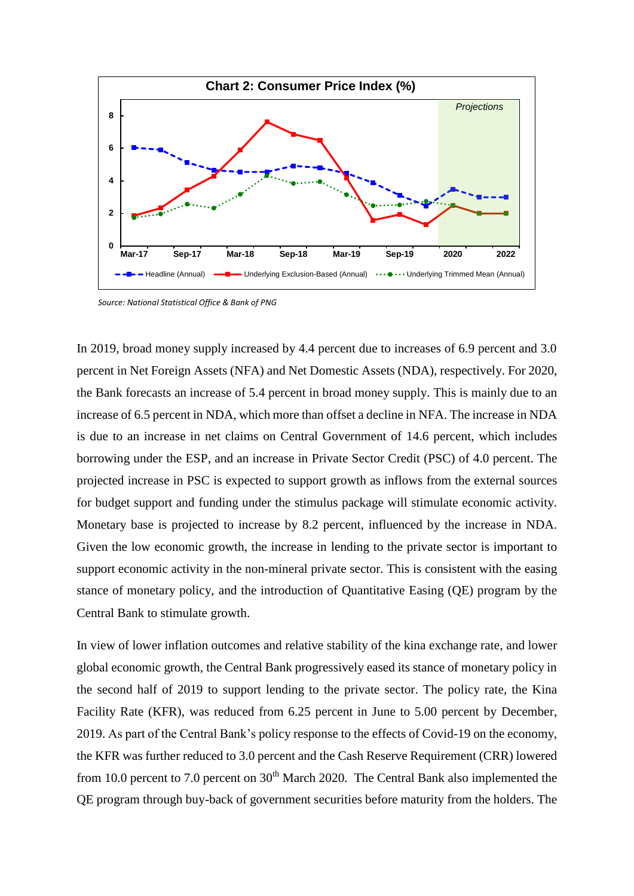**Chart 2: Consumer Price Index (%)**

*Source: National Statistical Office & Bank of PNG*

In 2019, broad money supply increased by 4.4 percent due to increases of 6.9 percent and 3.0 percent in Net Foreign Assets (NFA) and Net Domestic Assets (NDA), respectively. For 2020, the Bank forecasts an increase of 5.4 percent in broad money supply. This is mainly due to an increase of 6.5 percent in NDA, which more than offset a decline in NFA. The increase in NDA is due to an increase in net claims on Central Government of 14.6 percent, which includes borrowing under the ESP, and an increase in Private Sector Credit (PSC) of 4.0 percent. The projected increase in PSC is expected to support growth as inflows from the external sources for budget support and funding under the stimulus package will stimulate economic activity. Monetary base is projected to increase by 8.2 percent, influenced by the increase in NDA. Given the low economic growth, the increase in lending to the private sector is important to support economic activity in the non-mineral private sector. This is consistent with the easing stance of monetary policy, and the introduction of Quantitative Easing (QE) program by the Central Bank to stimulate growth.

In view of lower inflation outcomes and relative stability of the kina exchange rate, and lower global economic growth, the Central Bank progressively eased its stance of monetary policy in the second half of 2019 to support lending to the private sector. The policy rate, the Kina Facility Rate (KFR), was reduced from 6.25 percent in June to 5.00 percent by December, 2019. As part of the Central Bank's policy response to the effects of Covid-19 on the economy, the KFR was further reduced to 3.0 percent and the Cash Reserve Requirement (CRR) lowered from 10.0 percent to 7.0 percent on 30th March 2020. The Central Bank also implemented the QE program through buy-back of government securities before maturity from the holders. The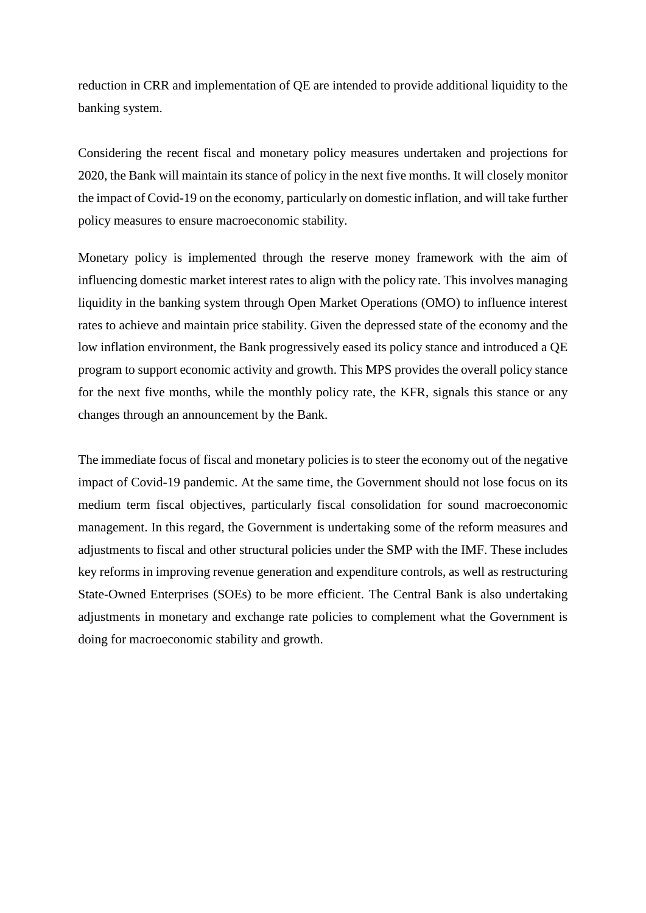reduction in CRR and implementation of QE are intended to provide additional liquidity to the banking system.

Considering the recent fiscal and monetary policy measures undertaken and projections for 2020, the Bank will maintain its stance of policy in the next five months. It will closely monitor the impact of Covid-19 on the economy, particularly on domestic inflation, and will take further policy measures to ensure macroeconomic stability.

Monetary policy is implemented through the reserve money framework with the aim of influencing domestic market interest rates to align with the policy rate. This involves managing liquidity in the banking system through Open Market Operations (OMO) to influence interest rates to achieve and maintain price stability. Given the depressed state of the economy and the low inflation environment, the Bank progressively eased its policy stance and introduced a QE program to support economic activity and growth. This MPS provides the overall policy stance for the next five months, while the monthly policy rate, the KFR, signals this stance or any changes through an announcement by the Bank.

The immediate focus of fiscal and monetary policies is to steer the economy out of the negative impact of Covid-19 pandemic. At the same time, the Government should not lose focus on its medium term fiscal objectives, particularly fiscal consolidation for sound macroeconomic management. In this regard, the Government is undertaking some of the reform measures and adjustments to fiscal and other structural policies under the SMP with the IMF. These includes key reforms in improving revenue generation and expenditure controls, as well as restructuring State-Owned Enterprises (SOEs) to be more efficient. The Central Bank is also undertaking adjustments in monetary and exchange rate policies to complement what the Government is doing for macroeconomic stability and growth.